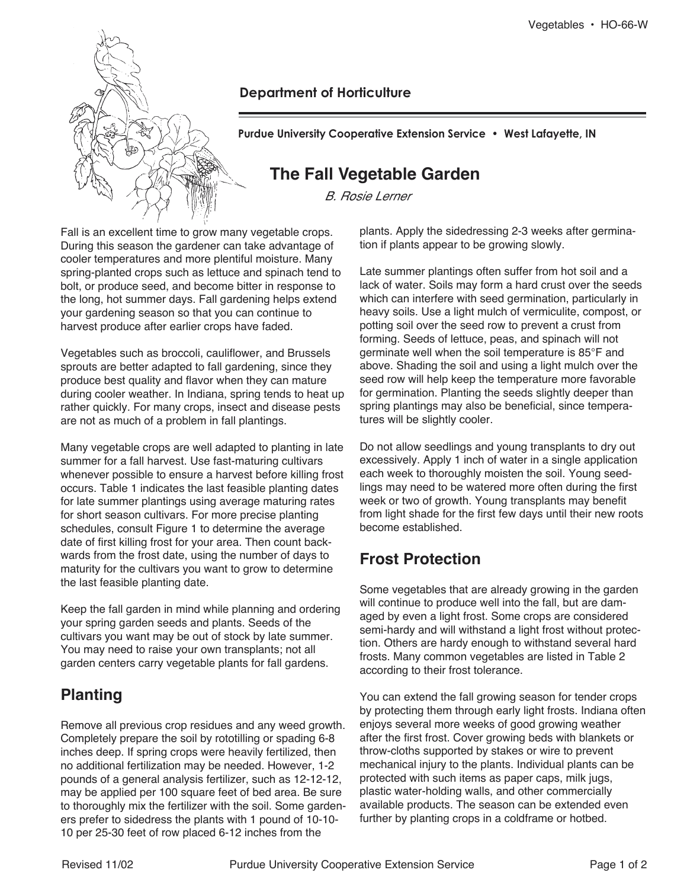Department of Horticulture

Purdue University Cooperative Extension Service • West Lafayette, IN

# The Fall Vegetable Garden

*B. Rosie Lerner*

Fall is an excellent time to grow many vegetable crops. During this season the gardener can take advantage of cooler temperatures and more plentiful moisture. Many spring-planted crops such as lettuce and spinach tend to bolt, or produce seed, and become bitter in response to the long, hot summer days. Fall gardening helps extend your gardening season so that you can continue to harvest produce after earlier crops have faded.

Vegetables such as broccoli, cauliflower, and Brussels sprouts are better adapted to fall gardening, since they produce best quality and flavor when they can mature during cooler weather. In Indiana, spring tends to heat up rather quickly. For many crops, insect and disease pests are not as much of a problem in fall plantings.

Many vegetable crops are well adapted to planting in late summer for a fall harvest. Use fast-maturing cultivars whenever possible to ensure a harvest before killing frost occurs. Table 1 indicates the last feasible planting dates for late summer plantings using average maturing rates for short season cultivars. For more precise planting schedules, consult Figure 1 to determine the average date of first killing frost for your area. Then count backwards from the frost date, using the number of days to maturity for the cultivars you want to grow to determine the last feasible planting date.

Keep the fall garden in mind while planning and ordering your spring garden seeds and plants. Seeds of the cultivars you want may be out of stock by late summer. You may need to raise your own transplants; not all garden centers carry vegetable plants for fall gardens.

## Planting

Remove all previous crop residues and any weed growth. Completely prepare the soil by rototilling or spading 6-8 inches deep. If spring crops were heavily fertilized, then no additional fertilization may be needed. However, 1-2 pounds of a general analysis fertilizer, such as 12-12-12, may be applied per 100 square feet of bed area. Be sure to thoroughly mix the fertilizer with the soil. Some gardeners prefer to sidedress the plants with 1 pound of 10-10-10 per 25-30 feet of row placed 6-12 inches from the plants. Apply the sidedressing 2-3 weeks after germination if plants appear to be growing slowly.

Late summer plantings often suffer from hot soil and a lack of water. Soils may form a hard crust over the seeds which can interfere with seed germination, particularly in heavy soils. Use a light mulch of vermiculite, compost, or potting soil over the seed row to prevent a crust from forming. Seeds of lettuce, peas, and spinach will not germinate well when the soil temperature is 85°F and above. Shading the soil and using a light mulch over the seed row will help keep the temperature more favorable for germination. Planting the seeds slightly deeper than spring plantings may also be beneficial, since temperatures will be slightly cooler.

Do not allow seedlings and young transplants to dry out excessively. Apply 1 inch of water in a single application each week to thoroughly moisten the soil. Young seedlings may need to be watered more often during the first week or two of growth. Young transplants may benefit from light shade for the first few days until their new roots become established.

## Frost Protection

Some vegetables that are already growing in the garden will continue to produce well into the fall, but are damaged by even a light frost. Some crops are considered semi-hardy and will withstand a light frost without protection. Others are hardy enough to withstand several hard frosts. Many common vegetables are listed in Table 2 according to their frost tolerance.

You can extend the fall growing season for tender crops by protecting them through early light frosts. Indiana often enjoys several more weeks of good growing weather after the first frost. Cover growing beds with blankets or throw-cloths supported by stakes or wire to prevent mechanical injury to the plants. Individual plants can be protected with such items as paper caps, milk jugs, plastic water-holding walls, and other commercially available products. The season can be extended even further by planting crops in a coldframe or hotbed.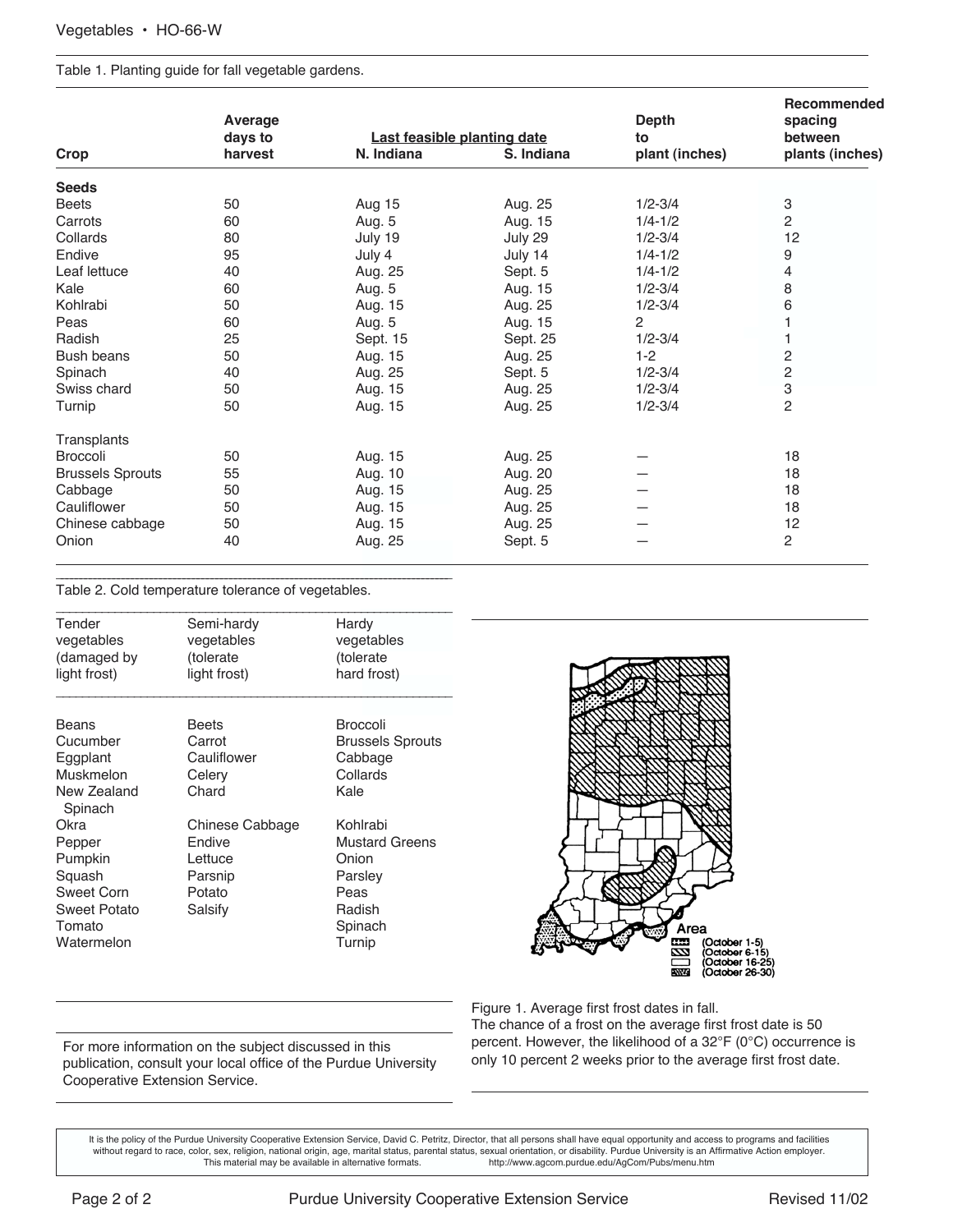Table 1. Planting guide for fall vegetable gardens.

| Crop | Average days to harvest | Last feasible planting date N. Indiana | S. Indiana | Depth to plant (inches) | Recommended spacing between plants (inches) |
|---|---|---|---|---|---|
| **Seeds** | | | | | |
| Beets | 50 | Aug 15 | Aug. 25 | 1/2-3/4 | 3 |
| Carrots | 60 | Aug. 5 | Aug. 15 | 1/4-1/2 | 2 |
| Collards | 80 | July 19 | July 29 | 1/2-3/4 | 12 |
| Endive | 95 | July 4 | July 14 | 1/4-1/2 | 9 |
| Leaf lettuce | 40 | Aug. 25 | Sept. 5 | 1/4-1/2 | 4 |
| Kale | 60 | Aug. 5 | Aug. 15 | 1/2-3/4 | 8 |
| Kohlrabi | 50 | Aug. 15 | Aug. 25 | 1/2-3/4 | 6 |
| Peas | 60 | Aug. 5 | Aug. 15 | 2 | 1 |
| Radish | 25 | Sept. 15 | Sept. 25 | 1/2-3/4 | 1 |
| Bush beans | 50 | Aug. 15 | Aug. 25 | 1-2 | 2 |
| Spinach | 40 | Aug. 25 | Sept. 5 | 1/2-3/4 | 2 |
| Swiss chard | 50 | Aug. 15 | Aug. 25 | 1/2-3/4 | 3 |
| Turnip | 50 | Aug. 15 | Aug. 25 | 1/2-3/4 | 2 |
| Transplants | | | | | |
| Broccoli | 50 | Aug. 15 | Aug. 25 | — | 18 |
| Brussels Sprouts | 55 | Aug. 10 | Aug. 20 | — | 18 |
| Cabbage | 50 | Aug. 15 | Aug. 25 | — | 18 |
| Cauliflower | 50 | Aug. 15 | Aug. 25 | — | 18 |
| Chinese cabbage | 50 | Aug. 15 | Aug. 25 | — | 12 |
| Onion | 40 | Aug. 25 | Sept. 5 | — | 2 |

Table 2. Cold temperature tolerance of vegetables.

| Tender vegetables (damaged by light frost) | Semi-hardy vegetables (tolerate light frost) | Hardy vegetables (tolerate hard frost) |
|---|---|---|
| Beans | Beets | Broccoli |
| Cucumber | Carrot | Brussels Sprouts |
| Eggplant | Cauliflower | Cabbage |
| Muskmelon | Celery | Collards |
| New Zealand Spinach | Chard | Kale |
| Okra | Chinese Cabbage | Kohlrabi |
| Pepper | Endive | Mustard Greens |
| Pumpkin | Lettuce | Onion |
| Squash | Parsnip | Parsley |
| Sweet Corn | Potato | Peas |
| Sweet Potato | Salsify | Radish |
| Tomato | | Spinach |
| Watermelon | | Turnip |

Area
(October 1-5)
(October 6-15)
(October 16-25)
(October 26-30)

Figure 1. Average first frost dates in fall.
The chance of a frost on the average first frost date is 50 percent. However, the likelihood of a 32°F (0°C) occurrence is only 10 percent 2 weeks prior to the average first frost date.

For more information on the subject discussed in this publication, consult your local office of the Purdue University Cooperative Extension Service.

It is the policy of the Purdue University Cooperative Extension Service, David C. Petritz, Director, that all persons shall have equal opportunity and access to programs and facilities without regard to race, color, sex, religion, national origin, age, marital status, parental status, sexual orientation, or disability. Purdue University is an Affirmative Action employer. This material may be available in alternative formats. http://www.agcom.purdue.edu/AgCom/Pubs/menu.htm